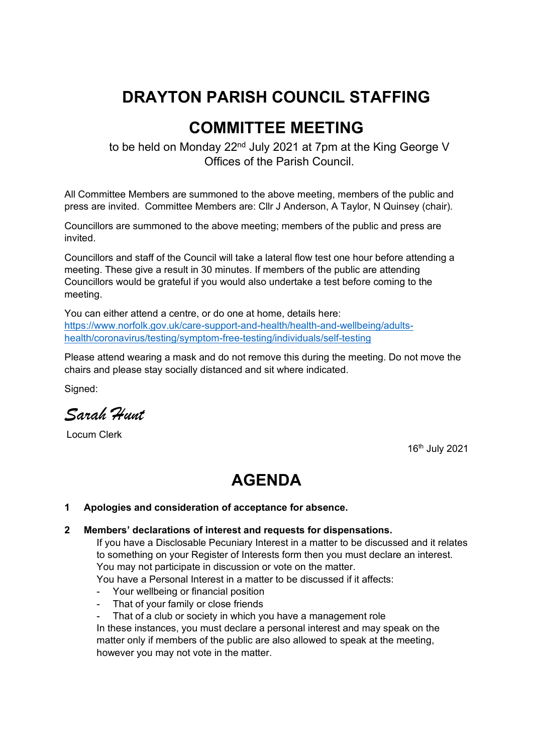# DRAYTON PARISH COUNCIL STAFFING COMMITTEE MEETING

to be held on Monday 22nd July 2021 at 7pm at the King George V Offices of the Parish Council.

All Committee Members are summoned to the above meeting, members of the public and press are invited. Committee Members are: Cllr J Anderson, A Taylor, N Quinsey (chair).

Councillors are summoned to the above meeting; members of the public and press are invited.

Councillors and staff of the Council will take a lateral flow test one hour before attending a meeting. These give a result in 30 minutes. If members of the public are attending Councillors would be grateful if you would also undertake a test before coming to the meeting.

You can either attend a centre, or do one at home, details here: [https://www.norfolk.gov.uk/care-support-and-health/health-and-wellbeing/adults-health/coronavirus/testing/symptom-free-testing/individuals/self-testing](https://www.norfolk.gov.uk/care-support-and-health/health-and-wellbeing/adults-health/coronavirus/testing/symptom-free-testing/individuals/self-testing)

Please attend wearing a mask and do not remove this during the meeting. Do not move the chairs and please stay socially distanced and sit where indicated.

Signed:

*Sarah Hunt*

Locum Clerk

16th July 2021

# AGENDA

**1 Apologies and consideration of acceptance for absence.**

**2 Members' declarations of interest and requests for dispensations.**

If you have a Disclosable Pecuniary Interest in a matter to be discussed and it relates to something on your Register of Interests form then you must declare an interest. You may not participate in discussion or vote on the matter.

You have a Personal Interest in a matter to be discussed if it affects:

- Your wellbeing or financial position
- That of your family or close friends
- That of a club or society in which you have a management role

In these instances, you must declare a personal interest and may speak on the matter only if members of the public are also allowed to speak at the meeting, however you may not vote in the matter.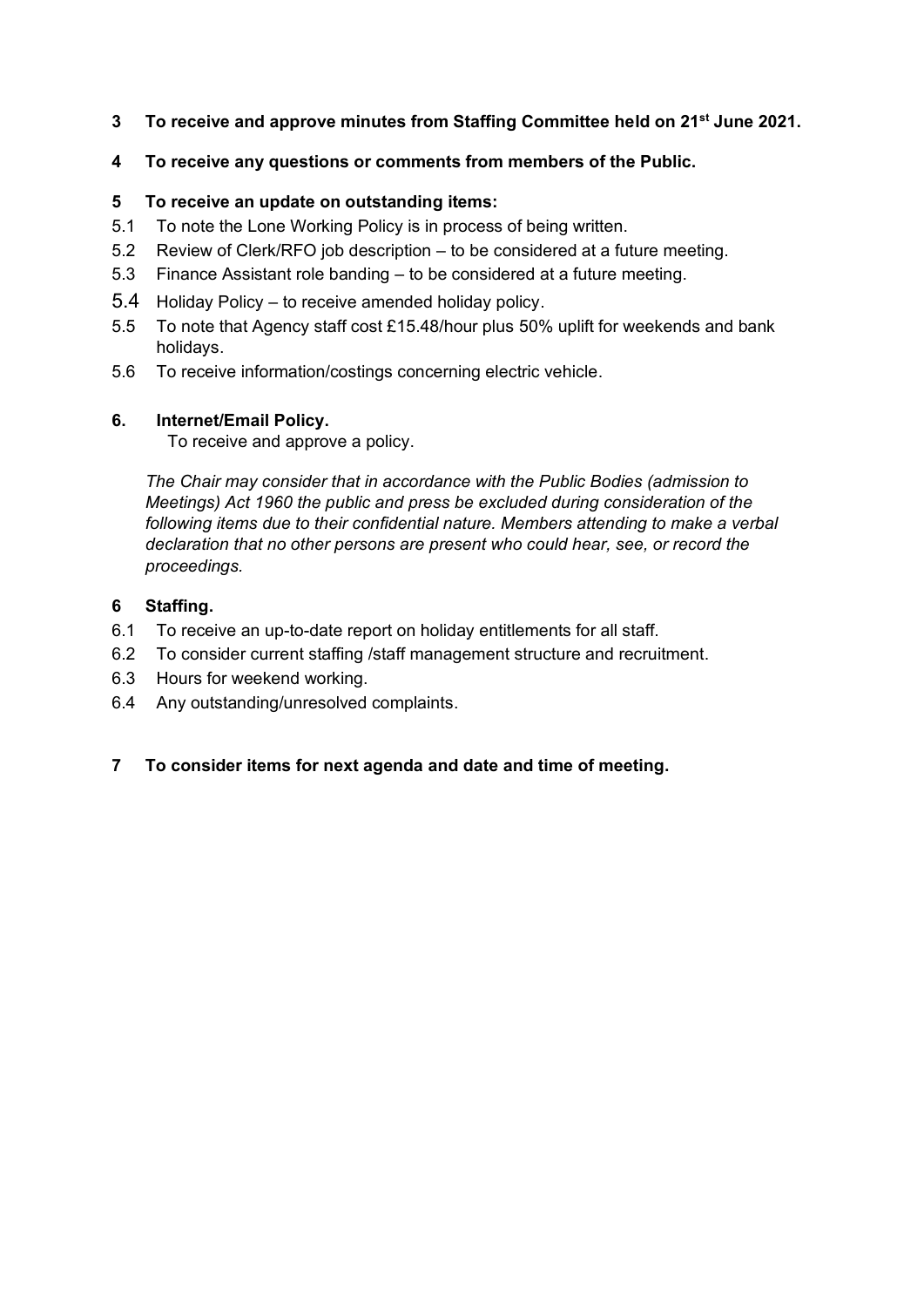**3 To receive and approve minutes from Staffing Committee held on 21st June 2021.**

**4 To receive any questions or comments from members of the Public.**

**5 To receive an update on outstanding items:**

5.1 To note the Lone Working Policy is in process of being written.

5.2 Review of Clerk/RFO job description – to be considered at a future meeting.

5.3 Finance Assistant role banding – to be considered at a future meeting.

5.4 Holiday Policy – to receive amended holiday policy.

5.5 To note that Agency staff cost £15.48/hour plus 50% uplift for weekends and bank holidays.

5.6 To receive information/costings concerning electric vehicle.

**6. Internet/Email Policy.**

To receive and approve a policy.

*The Chair may consider that in accordance with the Public Bodies (admission to Meetings) Act 1960 the public and press be excluded during consideration of the following items due to their confidential nature. Members attending to make a verbal declaration that no other persons are present who could hear, see, or record the proceedings.*

**6 Staffing.**

6.1 To receive an up-to-date report on holiday entitlements for all staff.

6.2 To consider current staffing /staff management structure and recruitment.

6.3 Hours for weekend working.

6.4 Any outstanding/unresolved complaints.

**7 To consider items for next agenda and date and time of meeting.**